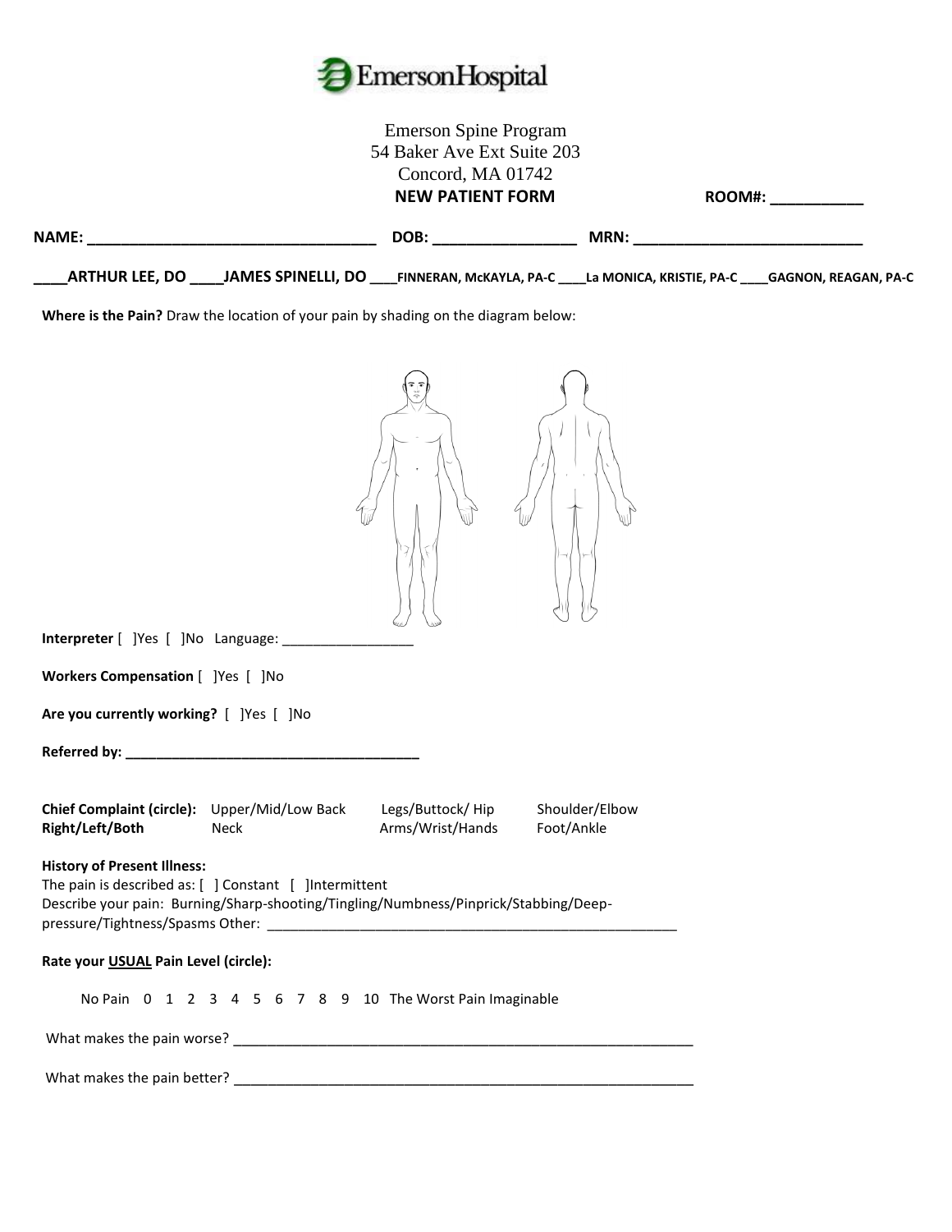Emerson Hospital

Emerson Spine Program
54 Baker Ave Ext Suite 203
Concord, MA 01742

**NEW PATIENT FORM** **ROOM#: ___________**

**NAME: ___________________________________ DOB: _________________ MRN: ____________________________**

**____ARTHUR LEE, DO ____JAMES SPINELLI, DO ____FINNERAN, McKAYLA, PA-C ____La MONICA, KRISTIE, PA-C ____GAGNON, REAGAN, PA-C**

**Where is the Pain?** Draw the location of your pain by shading on the diagram below:

**Interpreter** [ ]Yes [ ]No Language: _________________

**Workers Compensation** [ ]Yes [ ]No

**Are you currently working?** [ ]Yes [ ]No

**Referred by: ______________________________________**

**Chief Complaint (circle):** Upper/Mid/Low Back Legs/Buttock/ Hip Shoulder/Elbow
**Right/Left/Both** Neck Arms/Wrist/Hands Foot/Ankle

**History of Present Illness:**
The pain is described as: [ ] Constant [ ]Intermittent
Describe your pain: Burning/Sharp-shooting/Tingling/Numbness/Pinprick/Stabbing/Deep-pressure/Tightness/Spasms Other: _______________________________________________________

**Rate your USUAL Pain Level (circle):**

No Pain 0 1 2 3 4 5 6 7 8 9 10 The Worst Pain Imaginable

What makes the pain worse? ____________________________________________________________

What makes the pain better? ____________________________________________________________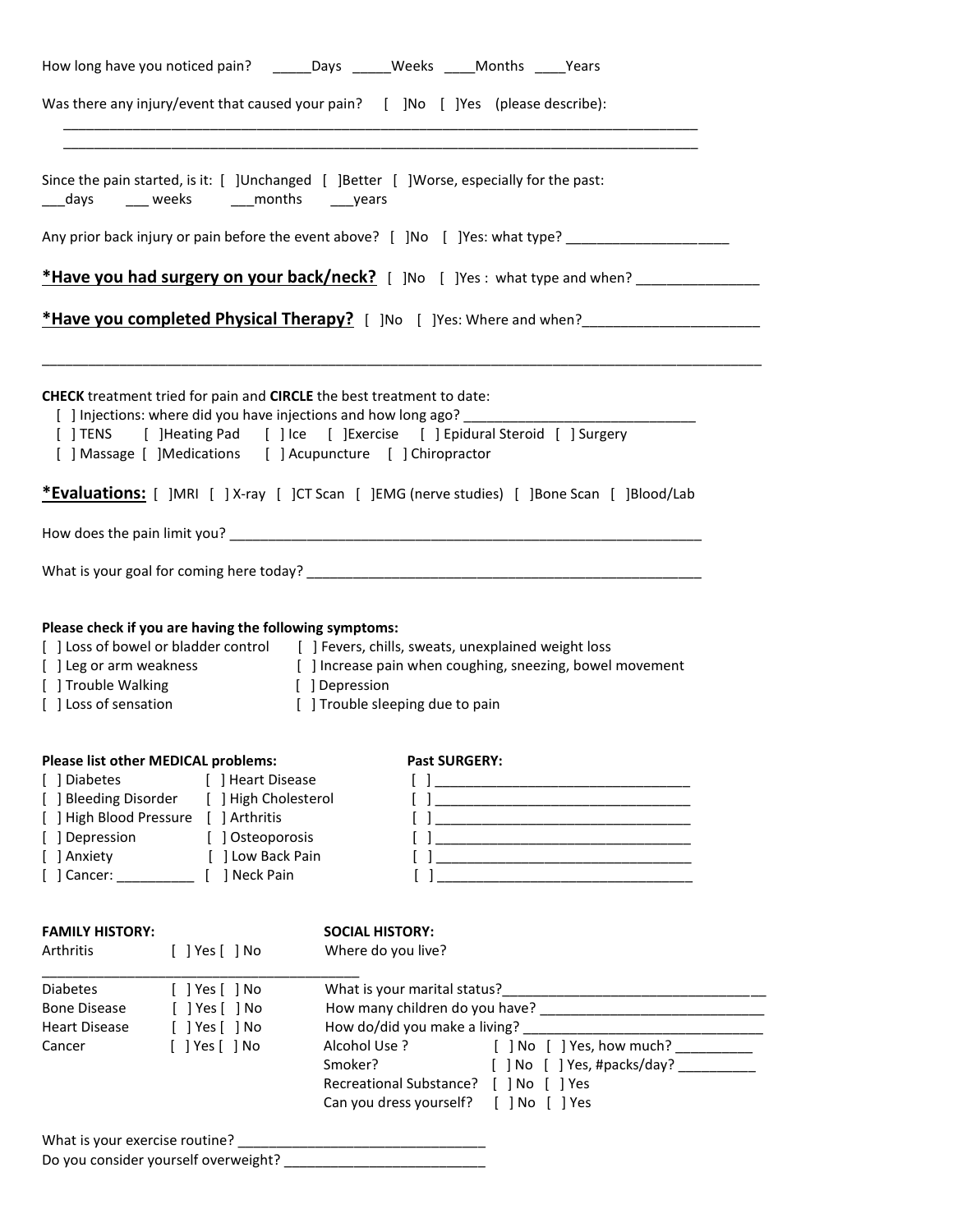How long have you noticed pain? _____Days _____Weeks ____Months ____Years

Was there any injury/event that caused your pain? [ ]No [ ]Yes (please describe):

_______________________________________________________________________________

_______________________________________________________________________________

Since the pain started, is it: [ ]Unchanged [ ]Better [ ]Worse, especially for the past:
___days ___ weeks ___months ___years

Any prior back injury or pain before the event above? [ ]No [ ]Yes: what type? ____________________

**<u>*Have you had surgery on your back/neck?</u>** [ ]No [ ]Yes : what type and when? _______________

**<u>*Have you completed Physical Therapy?</u>** [ ]No [ ]Yes: Where and when?______________________

_______________________________________________________________________________________

**CHECK** treatment tried for pain and **CIRCLE** the best treatment to date:

[ ] Injections: where did you have injections and how long ago? ______________________________

[ ] TENS [ ]Heating Pad [ ] Ice [ ]Exercise [ ] Epidural Steroid [ ] Surgery

[ ] Massage [ ]Medications [ ] Acupuncture [ ] Chiropractor

**<u>*Evaluations:</u>** [ ]MRI [ ] X-ray [ ]CT Scan [ ]EMG (nerve studies) [ ]Bone Scan [ ]Blood/Lab

How does the pain limit you? ______________________________________________________________

What is your goal for coming here today? ___________________________________________________

**Please check if you are having the following symptoms:**

[ ] Loss of bowel or bladder control
[ ] Leg or arm weakness
[ ] Trouble Walking
[ ] Loss of sensation
[ ] Fevers, chills, sweats, unexplained weight loss
[ ] Increase pain when coughing, sneezing, bowel movement
[ ] Depression
[ ] Trouble sleeping due to pain

**Please list other MEDICAL problems:**

[ ] Diabetes
[ ] Bleeding Disorder
[ ] High Blood Pressure
[ ] Depression
[ ] Anxiety
[ ] Cancer: __________
[ ] Heart Disease
[ ] High Cholesterol
[ ] Arthritis
[ ] Osteoporosis
[ ] Low Back Pain
[ ] Neck Pain

**Past SURGERY:**

[ ] _________________________________
[ ] _________________________________
[ ] _________________________________
[ ] _________________________________
[ ] _________________________________
[ ] _________________________________

**FAMILY HISTORY:**

Arthritis [ ] Yes [ ] No

________________________________________

Diabetes [ ] Yes [ ] No

Bone Disease [ ] Yes [ ] No

Heart Disease [ ] Yes [ ] No

Cancer [ ] Yes [ ] No

**SOCIAL HISTORY:**

Where do you live?

What is your marital status?_________________________________

How many children do you have? ______________________________

How do/did you make a living? _______________________________

Alcohol Use ? [ ] No [ ] Yes, how much? __________

Smoker? [ ] No [ ] Yes, #packs/day? __________

Recreational Substance? [ ] No [ ] Yes

Can you dress yourself? [ ] No [ ] Yes

What is your exercise routine? _______________________________

Do you consider yourself overweight? __________________________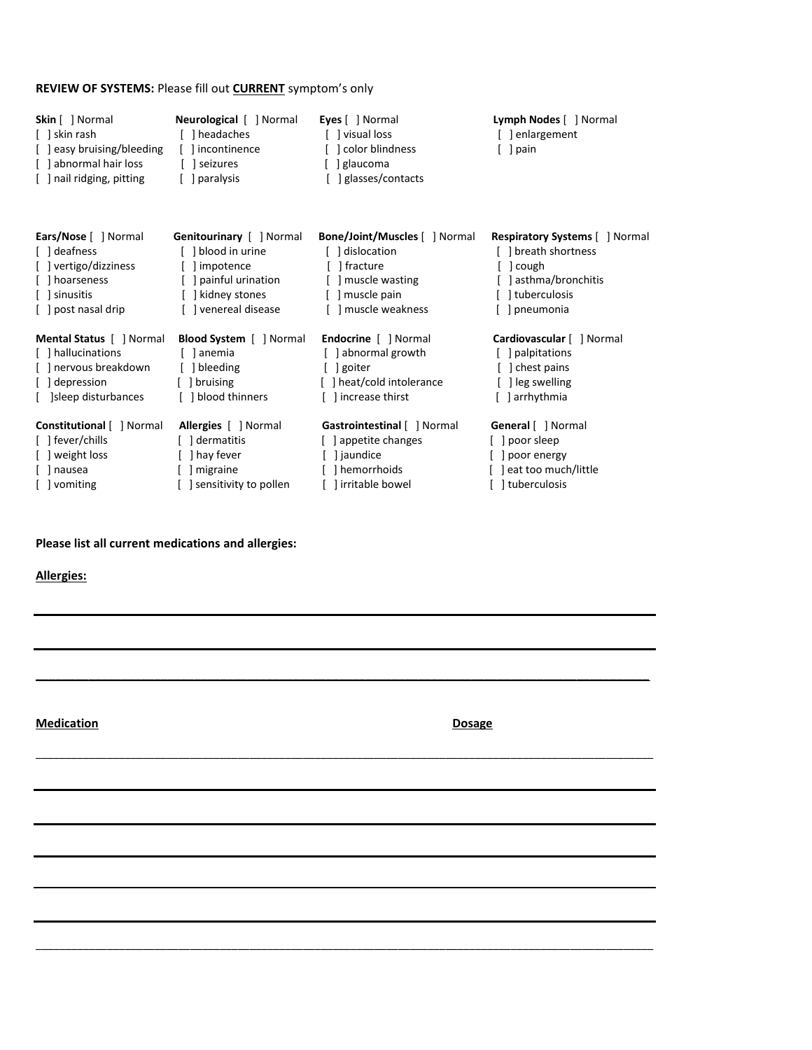**REVIEW OF SYSTEMS:** Please fill out **CURRENT** symptom's only

**Skin** [ ] Normal
[ ] skin rash
[ ] easy bruising/bleeding
[ ] abnormal hair loss
[ ] nail ridging, pitting

**Neurological** [ ] Normal
[ ] headaches
[ ] incontinence
[ ] seizures
[ ] paralysis

**Eyes** [ ] Normal
[ ] visual loss
[ ] color blindness
[ ] glaucoma
[ ] glasses/contacts

**Lymph Nodes** [ ] Normal
[ ] enlargement
[ ] pain

**Ears/Nose** [ ] Normal
[ ] deafness
[ ] vertigo/dizziness
[ ] hoarseness
[ ] sinusitis
[ ] post nasal drip

**Genitourinary** [ ] Normal
[ ] blood in urine
[ ] impotence
[ ] painful urination
[ ] kidney stones
[ ] venereal disease

**Bone/Joint/Muscles** [ ] Normal
[ ] dislocation
[ ] fracture
[ ] muscle wasting
[ ] muscle pain
[ ] muscle weakness

**Respiratory Systems** [ ] Normal
[ ] breath shortness
[ ] cough
[ ] asthma/bronchitis
[ ] tuberculosis
[ ] pneumonia

**Mental Status** [ ] Normal
[ ] hallucinations
[ ] nervous breakdown
[ ] depression
[ ]sleep disturbances

**Blood System** [ ] Normal
[ ] anemia
[ ] bleeding
[ ] bruising
[ ] blood thinners

**Endocrine** [ ] Normal
[ ] abnormal growth
[ ] goiter
[ ] heat/cold intolerance
[ ] increase thirst

**Cardiovascular** [ ] Normal
[ ] palpitations
[ ] chest pains
[ ] leg swelling
[ ] arrhythmia

**Constitutional** [ ] Normal
[ ] fever/chills
[ ] weight loss
[ ] nausea
[ ] vomiting

**Allergies** [ ] Normal
[ ] dermatitis
[ ] hay fever
[ ] migraine
[ ] sensitivity to pollen

**Gastrointestinal** [ ] Normal
[ ] appetite changes
[ ] jaundice
[ ] hemorrhoids
[ ] irritable bowel

**General** [ ] Normal
[ ] poor sleep
[ ] poor energy
[ ] eat too much/little
[ ] tuberculosis

**Please list all current medications and allergies:**

**Allergies:**

______________________________________________________________________________

______________________________________________________________________________

______________________________________________________________________________

**Medication** **Dosage**

______________________________________________________________________________

______________________________________________________________________________

______________________________________________________________________________

______________________________________________________________________________

______________________________________________________________________________

______________________________________________________________________________

______________________________________________________________________________